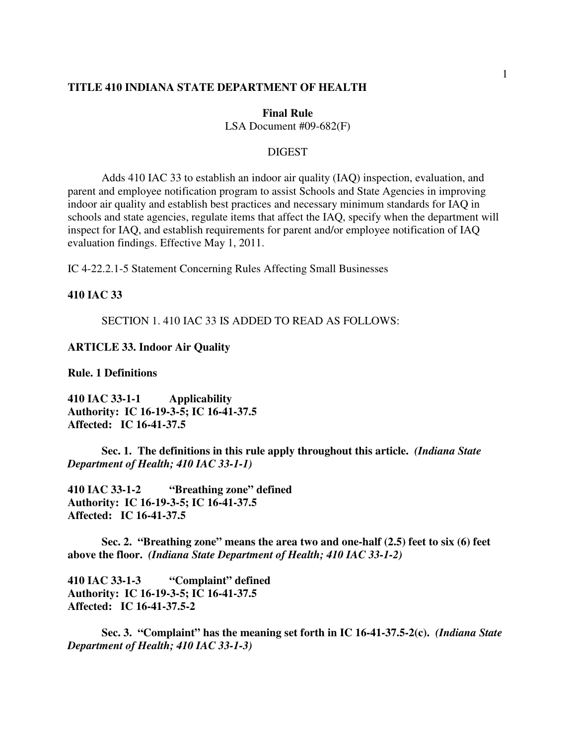**TITLE 410 INDIANA STATE DEPARTMENT OF HEALTH**

**Final Rule**
LSA Document #09-682(F)

DIGEST

Adds 410 IAC 33 to establish an indoor air quality (IAQ) inspection, evaluation, and parent and employee notification program to assist Schools and State Agencies in improving indoor air quality and establish best practices and necessary minimum standards for IAQ in schools and state agencies, regulate items that affect the IAQ, specify when the department will inspect for IAQ, and establish requirements for parent and/or employee notification of IAQ evaluation findings. Effective May 1, 2011.

IC 4-22.2.1-5 Statement Concerning Rules Affecting Small Businesses

**410 IAC 33**

SECTION 1. 410 IAC 33 IS ADDED TO READ AS FOLLOWS:

**ARTICLE 33. Indoor Air Quality**

**Rule. 1 Definitions**

**410 IAC 33-1-1 Applicability**
**Authority: IC 16-19-3-5; IC 16-41-37.5**
**Affected: IC 16-41-37.5**

**Sec. 1. The definitions in this rule apply throughout this article.** ***(Indiana State Department of Health; 410 IAC 33-1-1)***

**410 IAC 33-1-2 "Breathing zone" defined**
**Authority: IC 16-19-3-5; IC 16-41-37.5**
**Affected: IC 16-41-37.5**

**Sec. 2. "Breathing zone" means the area two and one-half (2.5) feet to six (6) feet above the floor.** ***(Indiana State Department of Health; 410 IAC 33-1-2)***

**410 IAC 33-1-3 "Complaint" defined**
**Authority: IC 16-19-3-5; IC 16-41-37.5**
**Affected: IC 16-41-37.5-2**

**Sec. 3. "Complaint" has the meaning set forth in IC 16-41-37.5-2(c).** ***(Indiana State Department of Health; 410 IAC 33-1-3)***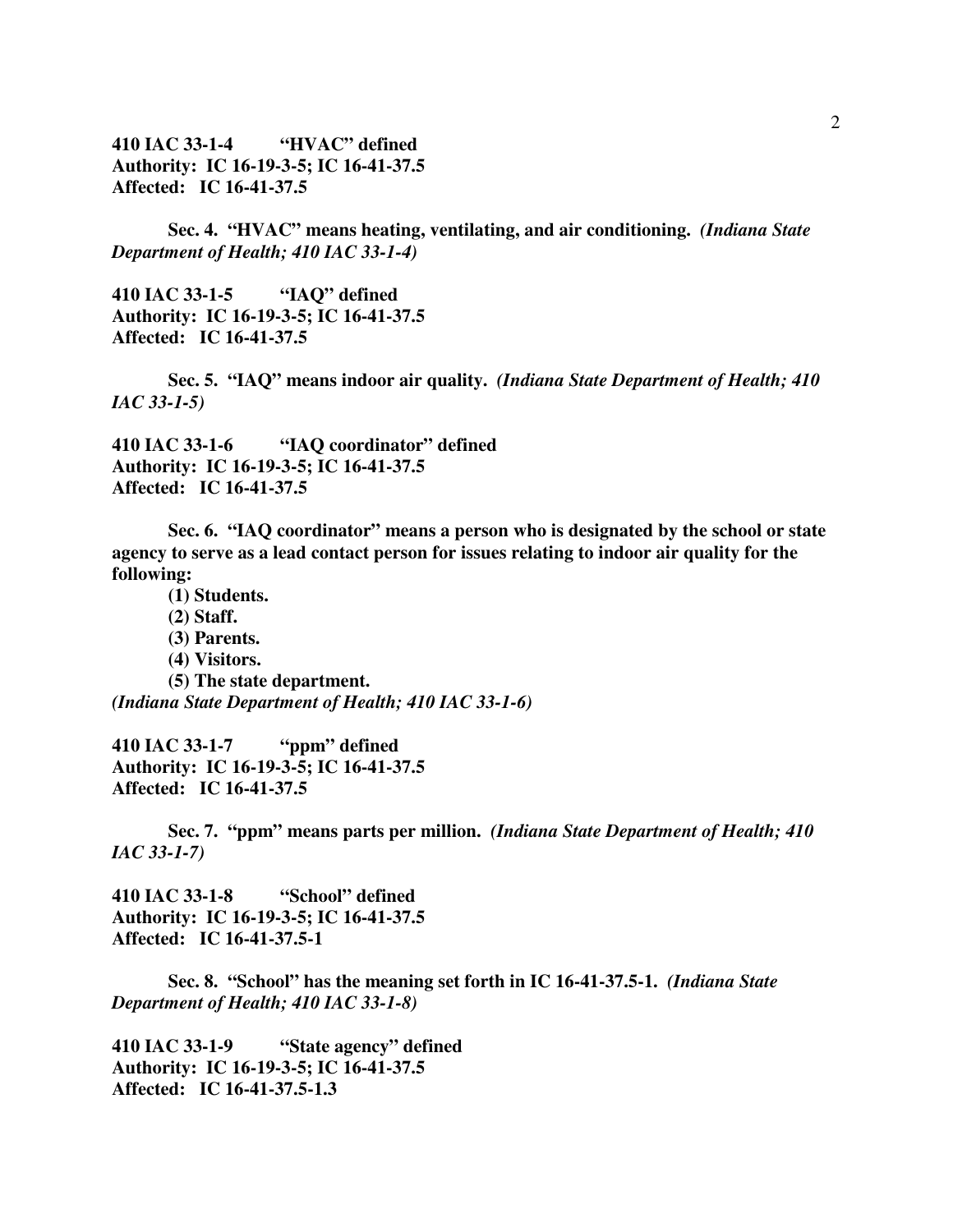**410 IAC 33-1-4 "HVAC" defined**
**Authority: IC 16-19-3-5; IC 16-41-37.5**
**Affected: IC 16-41-37.5**

**Sec. 4. "HVAC" means heating, ventilating, and air conditioning.** ***(Indiana State Department of Health; 410 IAC 33-1-4)***

**410 IAC 33-1-5 "IAQ" defined**
**Authority: IC 16-19-3-5; IC 16-41-37.5**
**Affected: IC 16-41-37.5**

**Sec. 5. "IAQ" means indoor air quality.** ***(Indiana State Department of Health; 410 IAC 33-1-5)***

**410 IAC 33-1-6 "IAQ coordinator" defined**
**Authority: IC 16-19-3-5; IC 16-41-37.5**
**Affected: IC 16-41-37.5**

**Sec. 6. "IAQ coordinator" means a person who is designated by the school or state agency to serve as a lead contact person for issues relating to indoor air quality for the following:**

**(1) Students.**
**(2) Staff.**
**(3) Parents.**
**(4) Visitors.**
**(5) The state department.**

***(Indiana State Department of Health; 410 IAC 33-1-6)***

**410 IAC 33-1-7 "ppm" defined**
**Authority: IC 16-19-3-5; IC 16-41-37.5**
**Affected: IC 16-41-37.5**

**Sec. 7. "ppm" means parts per million.** ***(Indiana State Department of Health; 410 IAC 33-1-7)***

**410 IAC 33-1-8 "School" defined**
**Authority: IC 16-19-3-5; IC 16-41-37.5**
**Affected: IC 16-41-37.5-1**

**Sec. 8. "School" has the meaning set forth in IC 16-41-37.5-1.** ***(Indiana State Department of Health; 410 IAC 33-1-8)***

**410 IAC 33-1-9 "State agency" defined**
**Authority: IC 16-19-3-5; IC 16-41-37.5**
**Affected: IC 16-41-37.5-1.3**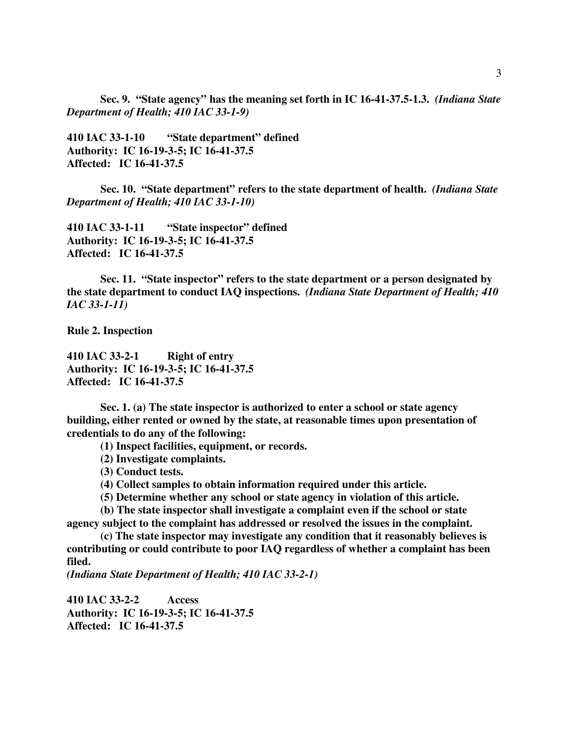**Sec. 9. "State agency" has the meaning set forth in IC 16-41-37.5-1.3.** *(Indiana State Department of Health; 410 IAC 33-1-9)*

**410 IAC 33-1-10 "State department" defined**
**Authority: IC 16-19-3-5; IC 16-41-37.5**
**Affected: IC 16-41-37.5**

**Sec. 10. "State department" refers to the state department of health.** *(Indiana State Department of Health; 410 IAC 33-1-10)*

**410 IAC 33-1-11 "State inspector" defined**
**Authority: IC 16-19-3-5; IC 16-41-37.5**
**Affected: IC 16-41-37.5**

**Sec. 11. "State inspector" refers to the state department or a person designated by the state department to conduct IAQ inspections.** *(Indiana State Department of Health; 410 IAC 33-1-11)*

**Rule 2. Inspection**

**410 IAC 33-2-1 Right of entry**
**Authority: IC 16-19-3-5; IC 16-41-37.5**
**Affected: IC 16-41-37.5**

**Sec. 1. (a) The state inspector is authorized to enter a school or state agency building, either rented or owned by the state, at reasonable times upon presentation of credentials to do any of the following:**

**(1) Inspect facilities, equipment, or records.**

**(2) Investigate complaints.**

**(3) Conduct tests.**

**(4) Collect samples to obtain information required under this article.**

**(5) Determine whether any school or state agency in violation of this article.**

**(b) The state inspector shall investigate a complaint even if the school or state agency subject to the complaint has addressed or resolved the issues in the complaint.**

**(c) The state inspector may investigate any condition that it reasonably believes is contributing or could contribute to poor IAQ regardless of whether a complaint has been filed.**

*(Indiana State Department of Health; 410 IAC 33-2-1)*

**410 IAC 33-2-2 Access**
**Authority: IC 16-19-3-5; IC 16-41-37.5**
**Affected: IC 16-41-37.5**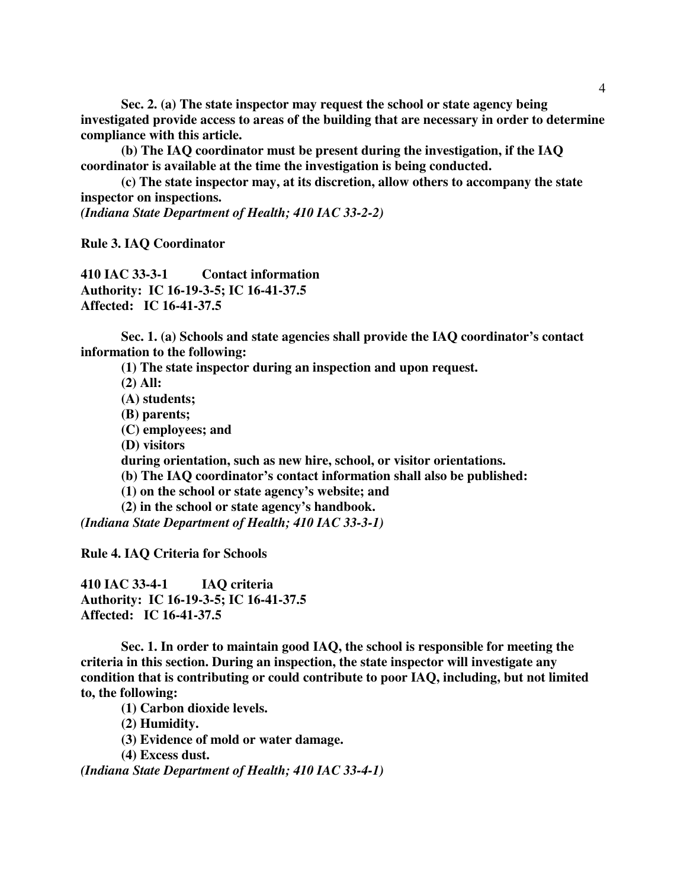**Sec. 2. (a) The state inspector may request the school or state agency being investigated provide access to areas of the building that are necessary in order to determine compliance with this article.**

**(b) The IAQ coordinator must be present during the investigation, if the IAQ coordinator is available at the time the investigation is being conducted.**

**(c) The state inspector may, at its discretion, allow others to accompany the state inspector on inspections.**

***(Indiana State Department of Health; 410 IAC 33-2-2)***

**Rule 3. IAQ Coordinator**

**410 IAC 33-3-1 Contact information**
**Authority: IC 16-19-3-5; IC 16-41-37.5**
**Affected: IC 16-41-37.5**

**Sec. 1. (a) Schools and state agencies shall provide the IAQ coordinator's contact information to the following:**

**(1) The state inspector during an inspection and upon request.**

**(2) All:**

**(A) students;**

**(B) parents;**

**(C) employees; and**

**(D) visitors**

**during orientation, such as new hire, school, or visitor orientations.**

**(b) The IAQ coordinator's contact information shall also be published:**

**(1) on the school or state agency's website; and**

**(2) in the school or state agency's handbook.**

***(Indiana State Department of Health; 410 IAC 33-3-1)***

**Rule 4. IAQ Criteria for Schools**

**410 IAC 33-4-1 IAQ criteria**
**Authority: IC 16-19-3-5; IC 16-41-37.5**
**Affected: IC 16-41-37.5**

**Sec. 1. In order to maintain good IAQ, the school is responsible for meeting the criteria in this section. During an inspection, the state inspector will investigate any condition that is contributing or could contribute to poor IAQ, including, but not limited to, the following:**

**(1) Carbon dioxide levels.**

**(2) Humidity.**

**(3) Evidence of mold or water damage.**

**(4) Excess dust.**

***(Indiana State Department of Health; 410 IAC 33-4-1)***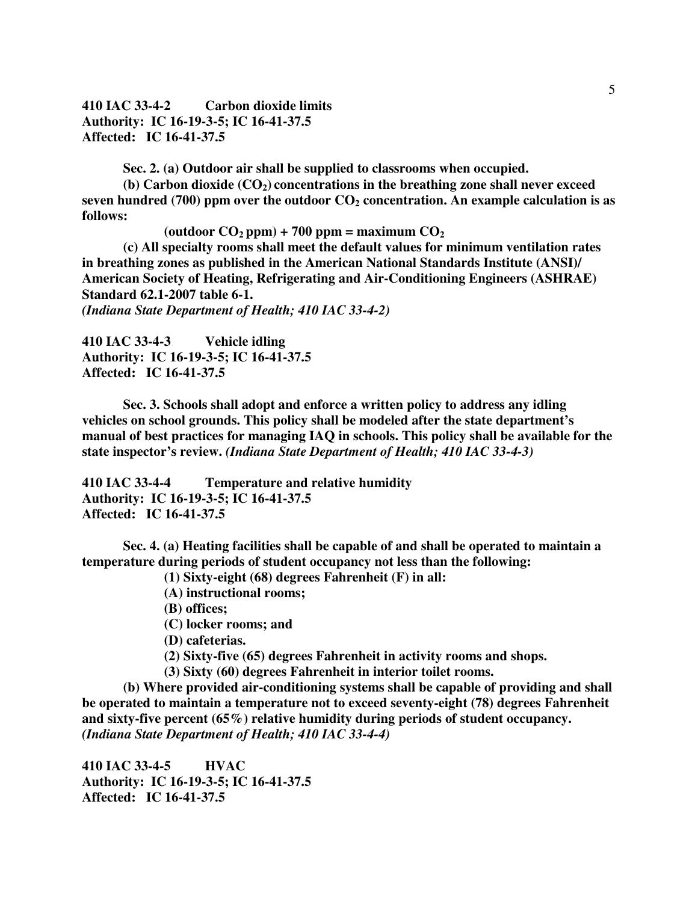**410 IAC 33-4-2 Carbon dioxide limits**
**Authority: IC 16-19-3-5; IC 16-41-37.5**
**Affected: IC 16-41-37.5**

**Sec. 2. (a) Outdoor air shall be supplied to classrooms when occupied.**

**(b) Carbon dioxide ($CO_2$) concentrations in the breathing zone shall never exceed seven hundred (700) ppm over the outdoor $CO_2$ concentration. An example calculation is as follows:**

**(outdoor $CO_2$ ppm) + 700 ppm = maximum $CO_2$**

**(c) All specialty rooms shall meet the default values for minimum ventilation rates in breathing zones as published in the American National Standards Institute (ANSI)/ American Society of Heating, Refrigerating and Air-Conditioning Engineers (ASHRAE) Standard 62.1-2007 table 6-1.**
***(Indiana State Department of Health; 410 IAC 33-4-2)***

**410 IAC 33-4-3 Vehicle idling**
**Authority: IC 16-19-3-5; IC 16-41-37.5**
**Affected: IC 16-41-37.5**

**Sec. 3. Schools shall adopt and enforce a written policy to address any idling vehicles on school grounds. This policy shall be modeled after the state department's manual of best practices for managing IAQ in schools. This policy shall be available for the state inspector's review.** ***(Indiana State Department of Health; 410 IAC 33-4-3)***

**410 IAC 33-4-4 Temperature and relative humidity**
**Authority: IC 16-19-3-5; IC 16-41-37.5**
**Affected: IC 16-41-37.5**

**Sec. 4. (a) Heating facilities shall be capable of and shall be operated to maintain a temperature during periods of student occupancy not less than the following:**

**(1) Sixty-eight (68) degrees Fahrenheit (F) in all:**
**(A) instructional rooms;**
**(B) offices;**
**(C) locker rooms; and**
**(D) cafeterias.**
**(2) Sixty-five (65) degrees Fahrenheit in activity rooms and shops.**
**(3) Sixty (60) degrees Fahrenheit in interior toilet rooms.**

**(b) Where provided air-conditioning systems shall be capable of providing and shall be operated to maintain a temperature not to exceed seventy-eight (78) degrees Fahrenheit and sixty-five percent (65%) relative humidity during periods of student occupancy.**
***(Indiana State Department of Health; 410 IAC 33-4-4)***

**410 IAC 33-4-5 HVAC**
**Authority: IC 16-19-3-5; IC 16-41-37.5**
**Affected: IC 16-41-37.5**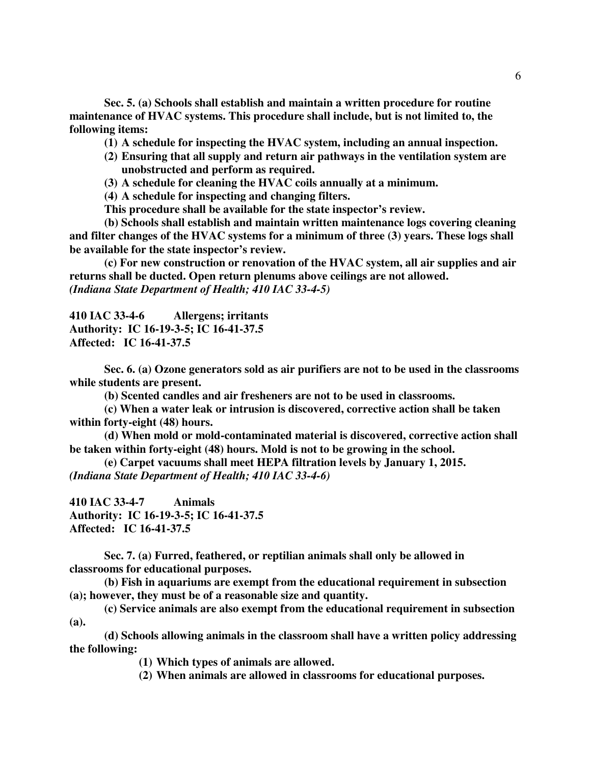**Sec. 5. (a) Schools shall establish and maintain a written procedure for routine maintenance of HVAC systems. This procedure shall include, but is not limited to, the following items:**

**(1) A schedule for inspecting the HVAC system, including an annual inspection.**

**(2) Ensuring that all supply and return air pathways in the ventilation system are unobstructed and perform as required.**

**(3) A schedule for cleaning the HVAC coils annually at a minimum.**

**(4) A schedule for inspecting and changing filters.**

**This procedure shall be available for the state inspector's review.**

**(b) Schools shall establish and maintain written maintenance logs covering cleaning and filter changes of the HVAC systems for a minimum of three (3) years. These logs shall be available for the state inspector's review.**

**(c) For new construction or renovation of the HVAC system, all air supplies and air returns shall be ducted. Open return plenums above ceilings are not allowed.**
***(Indiana State Department of Health; 410 IAC 33-4-5)***

**410 IAC 33-4-6 Allergens; irritants**
**Authority: IC 16-19-3-5; IC 16-41-37.5**
**Affected: IC 16-41-37.5**

**Sec. 6. (a) Ozone generators sold as air purifiers are not to be used in the classrooms while students are present.**

**(b) Scented candles and air fresheners are not to be used in classrooms.**

**(c) When a water leak or intrusion is discovered, corrective action shall be taken within forty-eight (48) hours.**

**(d) When mold or mold-contaminated material is discovered, corrective action shall be taken within forty-eight (48) hours. Mold is not to be growing in the school.**

**(e) Carpet vacuums shall meet HEPA filtration levels by January 1, 2015.**
***(Indiana State Department of Health; 410 IAC 33-4-6)***

**410 IAC 33-4-7 Animals**
**Authority: IC 16-19-3-5; IC 16-41-37.5**
**Affected: IC 16-41-37.5**

**Sec. 7. (a) Furred, feathered, or reptilian animals shall only be allowed in classrooms for educational purposes.**

**(b) Fish in aquariums are exempt from the educational requirement in subsection (a); however, they must be of a reasonable size and quantity.**

**(c) Service animals are also exempt from the educational requirement in subsection (a).**

**(d) Schools allowing animals in the classroom shall have a written policy addressing the following:**

**(1) Which types of animals are allowed.**

**(2) When animals are allowed in classrooms for educational purposes.**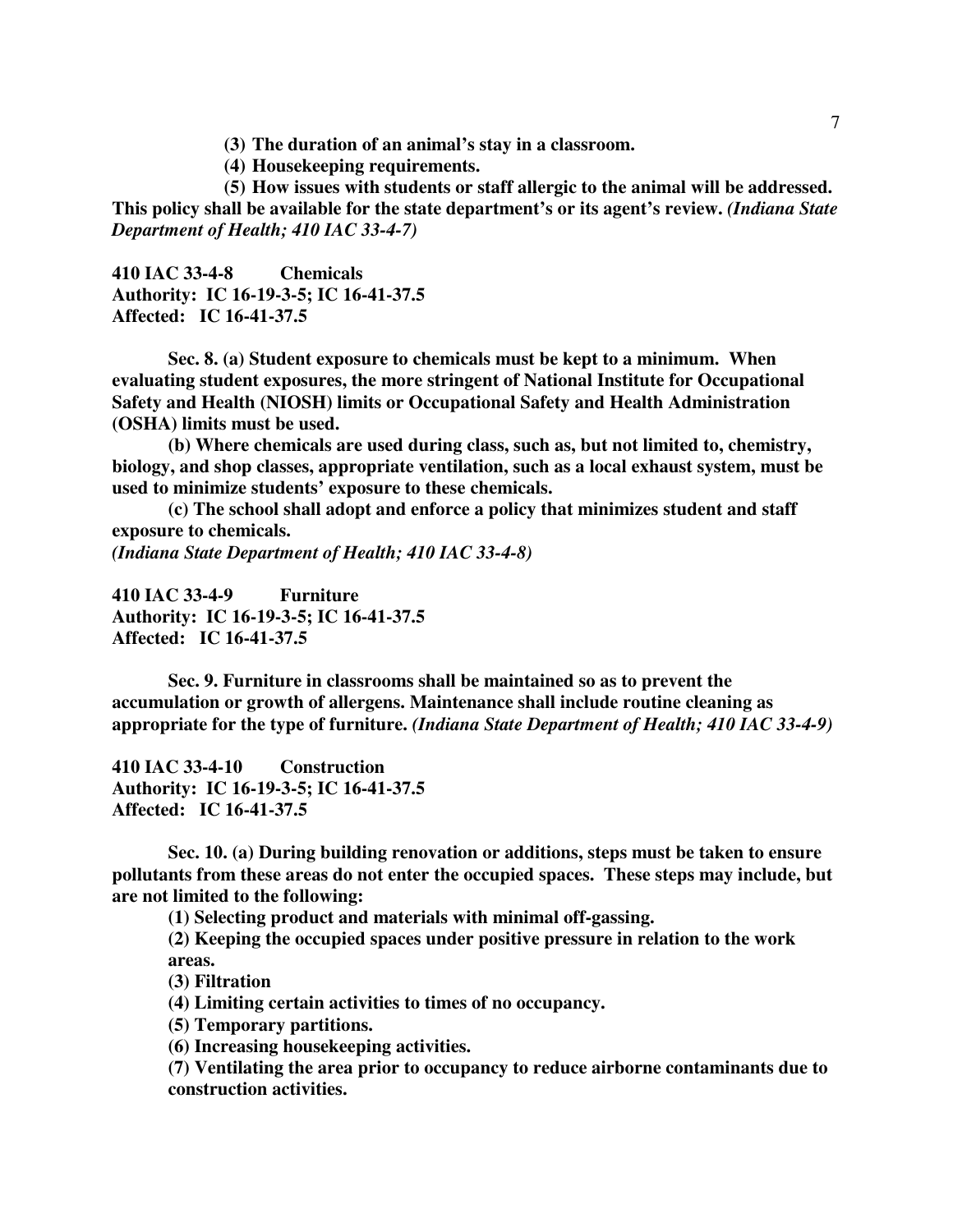**(3) The duration of an animal's stay in a classroom.**

**(4) Housekeeping requirements.**

**(5) How issues with students or staff allergic to the animal will be addressed.**

**This policy shall be available for the state department's or its agent's review.** ***(Indiana State Department of Health; 410 IAC 33-4-7)***

**410 IAC 33-4-8 Chemicals**
**Authority: IC 16-19-3-5; IC 16-41-37.5**
**Affected: IC 16-41-37.5**

**Sec. 8. (a) Student exposure to chemicals must be kept to a minimum. When evaluating student exposures, the more stringent of National Institute for Occupational Safety and Health (NIOSH) limits or Occupational Safety and Health Administration (OSHA) limits must be used.**

**(b) Where chemicals are used during class, such as, but not limited to, chemistry, biology, and shop classes, appropriate ventilation, such as a local exhaust system, must be used to minimize students' exposure to these chemicals.**

**(c) The school shall adopt and enforce a policy that minimizes student and staff exposure to chemicals.**
***(Indiana State Department of Health; 410 IAC 33-4-8)***

**410 IAC 33-4-9 Furniture**
**Authority: IC 16-19-3-5; IC 16-41-37.5**
**Affected: IC 16-41-37.5**

**Sec. 9. Furniture in classrooms shall be maintained so as to prevent the accumulation or growth of allergens. Maintenance shall include routine cleaning as appropriate for the type of furniture.** ***(Indiana State Department of Health; 410 IAC 33-4-9)***

**410 IAC 33-4-10 Construction**
**Authority: IC 16-19-3-5; IC 16-41-37.5**
**Affected: IC 16-41-37.5**

**Sec. 10. (a) During building renovation or additions, steps must be taken to ensure pollutants from these areas do not enter the occupied spaces. These steps may include, but are not limited to the following:**

**(1) Selecting product and materials with minimal off-gassing.**

**(2) Keeping the occupied spaces under positive pressure in relation to the work areas.**

**(3) Filtration**

**(4) Limiting certain activities to times of no occupancy.**

**(5) Temporary partitions.**

**(6) Increasing housekeeping activities.**

**(7) Ventilating the area prior to occupancy to reduce airborne contaminants due to construction activities.**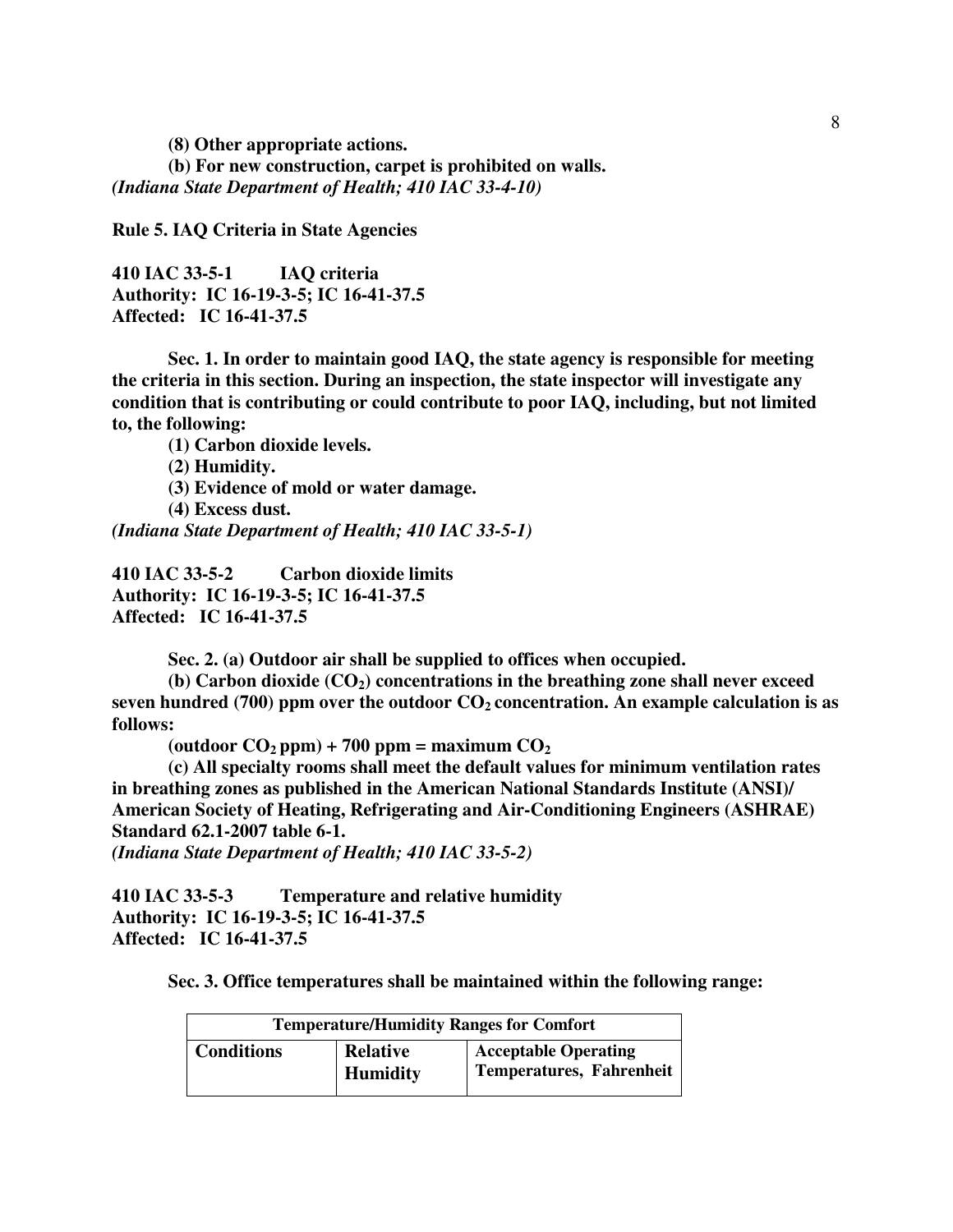**(8) Other appropriate actions.**

**(b) For new construction, carpet is prohibited on walls.**

***(Indiana State Department of Health; 410 IAC 33-4-10)***

**Rule 5. IAQ Criteria in State Agencies**

**410 IAC 33-5-1 IAQ criteria**
**Authority: IC 16-19-3-5; IC 16-41-37.5**
**Affected: IC 16-41-37.5**

**Sec. 1. In order to maintain good IAQ, the state agency is responsible for meeting the criteria in this section. During an inspection, the state inspector will investigate any condition that is contributing or could contribute to poor IAQ, including, but not limited to, the following:**

**(1) Carbon dioxide levels.**

**(2) Humidity.**

**(3) Evidence of mold or water damage.**

**(4) Excess dust.**

***(Indiana State Department of Health; 410 IAC 33-5-1)***

**410 IAC 33-5-2 Carbon dioxide limits**
**Authority: IC 16-19-3-5; IC 16-41-37.5**
**Affected: IC 16-41-37.5**

**Sec. 2. (a) Outdoor air shall be supplied to offices when occupied.**

**(b) Carbon dioxide ($CO_2$) concentrations in the breathing zone shall never exceed seven hundred (700) ppm over the outdoor $CO_2$ concentration. An example calculation is as follows:**

**(outdoor $CO_2$ ppm) + 700 ppm = maximum $CO_2$**

**(c) All specialty rooms shall meet the default values for minimum ventilation rates in breathing zones as published in the American National Standards Institute (ANSI)/ American Society of Heating, Refrigerating and Air-Conditioning Engineers (ASHRAE) Standard 62.1-2007 table 6-1.**

***(Indiana State Department of Health; 410 IAC 33-5-2)***

**410 IAC 33-5-3 Temperature and relative humidity**
**Authority: IC 16-19-3-5; IC 16-41-37.5**
**Affected: IC 16-41-37.5**

**Sec. 3. Office temperatures shall be maintained within the following range:**

| **Temperature/Humidity Ranges for Comfort** | | |
|---|---|---|
| **Conditions** | **Relative Humidity** | **Acceptable Operating Temperatures, Fahrenheit** |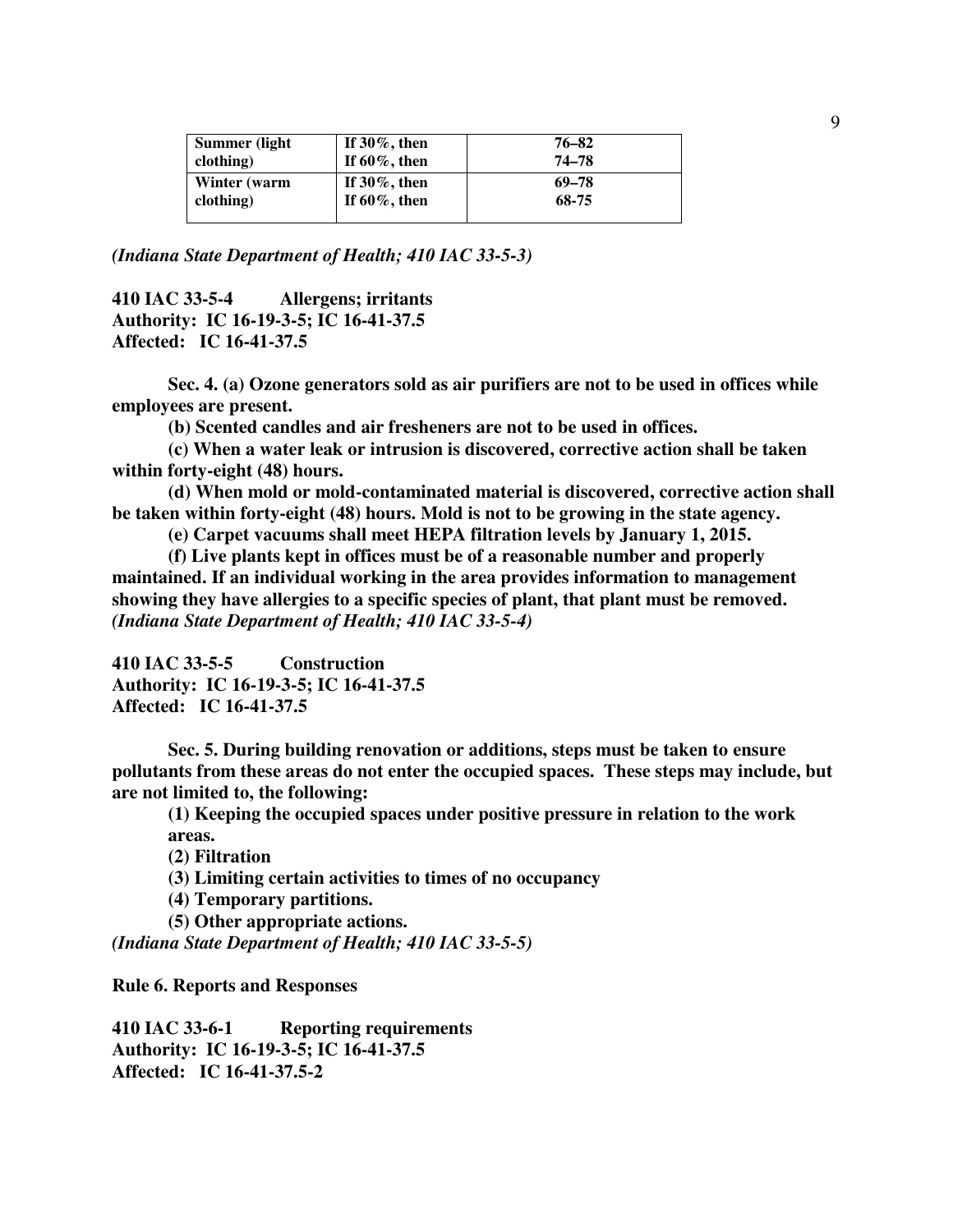| **Summer (light clothing)** | **If 30%, then**<br>**If 60%, then** | **76–82**<br>**74–78** |
|---|---|---|
| **Winter (warm clothing)** | **If 30%, then**<br>**If 60%, then** | **69–78**<br>**68-75** |

*(Indiana State Department of Health; 410 IAC 33-5-3)*

**410 IAC 33-5-4 Allergens; irritants**
**Authority: IC 16-19-3-5; IC 16-41-37.5**
**Affected: IC 16-41-37.5**

**Sec. 4. (a) Ozone generators sold as air purifiers are not to be used in offices while employees are present.**

**(b) Scented candles and air fresheners are not to be used in offices.**

**(c) When a water leak or intrusion is discovered, corrective action shall be taken within forty-eight (48) hours.**

**(d) When mold or mold-contaminated material is discovered, corrective action shall be taken within forty-eight (48) hours. Mold is not to be growing in the state agency.**

**(e) Carpet vacuums shall meet HEPA filtration levels by January 1, 2015.**

**(f) Live plants kept in offices must be of a reasonable number and properly maintained. If an individual working in the area provides information to management showing they have allergies to a specific species of plant, that plant must be removed.**
***(Indiana State Department of Health; 410 IAC 33-5-4)***

**410 IAC 33-5-5 Construction**
**Authority: IC 16-19-3-5; IC 16-41-37.5**
**Affected: IC 16-41-37.5**

**Sec. 5. During building renovation or additions, steps must be taken to ensure pollutants from these areas do not enter the occupied spaces. These steps may include, but are not limited to, the following:**

**(1) Keeping the occupied spaces under positive pressure in relation to the work areas.**
**(2) Filtration**
**(3) Limiting certain activities to times of no occupancy**
**(4) Temporary partitions.**
**(5) Other appropriate actions.**

***(Indiana State Department of Health; 410 IAC 33-5-5)***

**Rule 6. Reports and Responses**

**410 IAC 33-6-1 Reporting requirements**
**Authority: IC 16-19-3-5; IC 16-41-37.5**
**Affected: IC 16-41-37.5-2**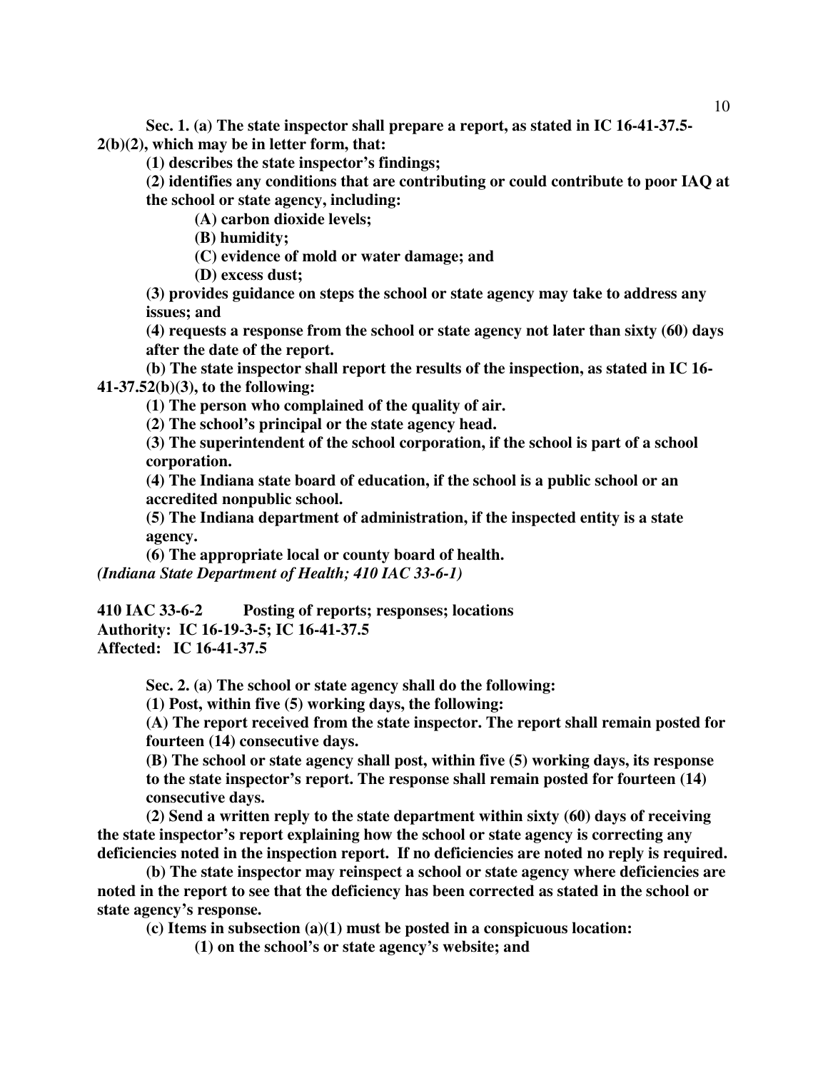**Sec. 1. (a) The state inspector shall prepare a report, as stated in IC 16-41-37.5-2(b)(2), which may be in letter form, that:**

**(1) describes the state inspector's findings;**

**(2) identifies any conditions that are contributing or could contribute to poor IAQ at the school or state agency, including:**

**(A) carbon dioxide levels;**

**(B) humidity;**

**(C) evidence of mold or water damage; and**

**(D) excess dust;**

**(3) provides guidance on steps the school or state agency may take to address any issues; and**

**(4) requests a response from the school or state agency not later than sixty (60) days after the date of the report.**

**(b) The state inspector shall report the results of the inspection, as stated in IC 16-41-37.52(b)(3), to the following:**

**(1) The person who complained of the quality of air.**

**(2) The school's principal or the state agency head.**

**(3) The superintendent of the school corporation, if the school is part of a school corporation.**

**(4) The Indiana state board of education, if the school is a public school or an accredited nonpublic school.**

**(5) The Indiana department of administration, if the inspected entity is a state agency.**

**(6) The appropriate local or county board of health.**

***(Indiana State Department of Health; 410 IAC 33-6-1)***

**410 IAC 33-6-2 Posting of reports; responses; locations**
**Authority: IC 16-19-3-5; IC 16-41-37.5**
**Affected: IC 16-41-37.5**

**Sec. 2. (a) The school or state agency shall do the following:**

**(1) Post, within five (5) working days, the following:**

**(A) The report received from the state inspector. The report shall remain posted for fourteen (14) consecutive days.**

**(B) The school or state agency shall post, within five (5) working days, its response to the state inspector's report. The response shall remain posted for fourteen (14) consecutive days.**

**(2) Send a written reply to the state department within sixty (60) days of receiving the state inspector's report explaining how the school or state agency is correcting any deficiencies noted in the inspection report. If no deficiencies are noted no reply is required.**

**(b) The state inspector may reinspect a school or state agency where deficiencies are noted in the report to see that the deficiency has been corrected as stated in the school or state agency's response.**

**(c) Items in subsection (a)(1) must be posted in a conspicuous location:**

**(1) on the school's or state agency's website; and**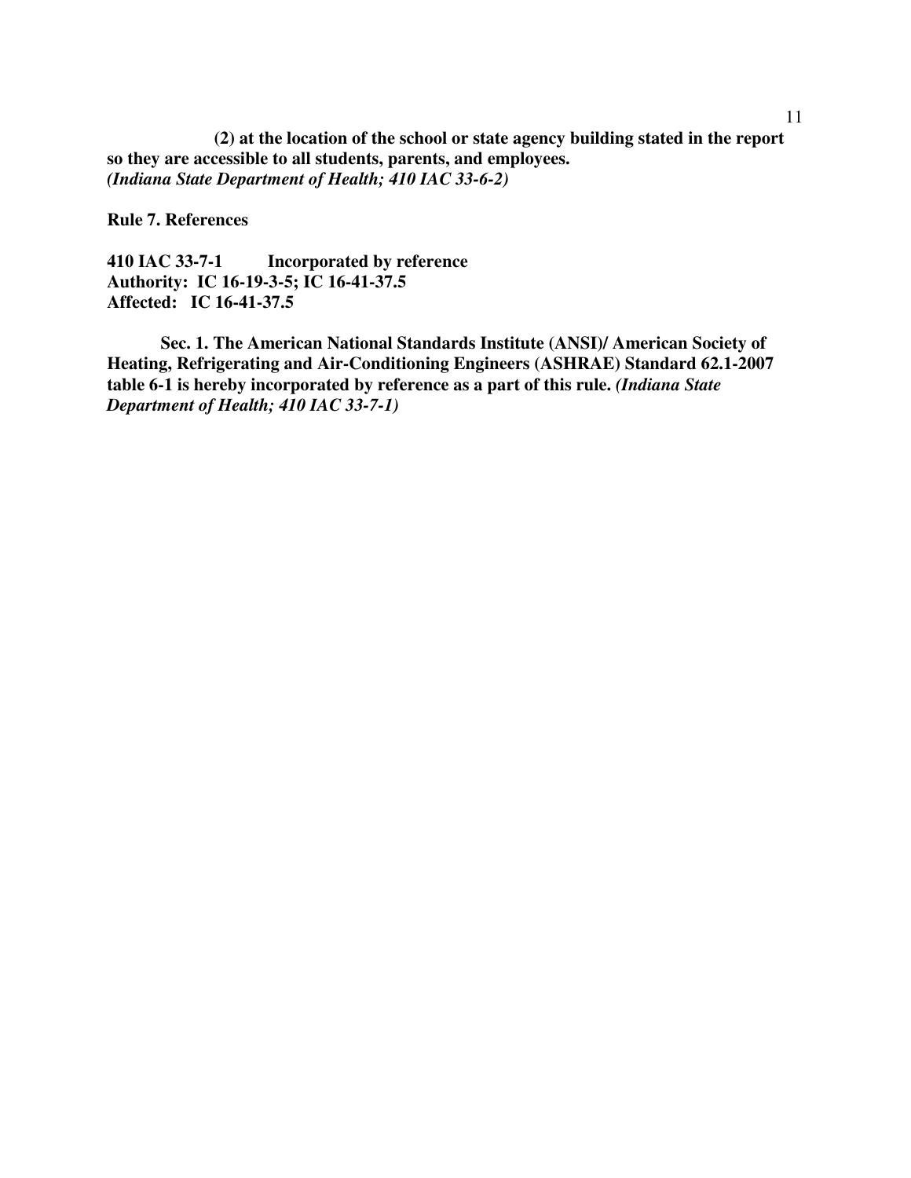**(2) at the location of the school or state agency building stated in the report so they are accessible to all students, parents, and employees.** ***(Indiana State Department of Health; 410 IAC 33-6-2)***

**Rule 7. References**

**410 IAC 33-7-1 Incorporated by reference**
**Authority: IC 16-19-3-5; IC 16-41-37.5**
**Affected: IC 16-41-37.5**

**Sec. 1. The American National Standards Institute (ANSI)/ American Society of Heating, Refrigerating and Air-Conditioning Engineers (ASHRAE) Standard 62.1-2007 table 6-1 is hereby incorporated by reference as a part of this rule.** ***(Indiana State Department of Health; 410 IAC 33-7-1)***